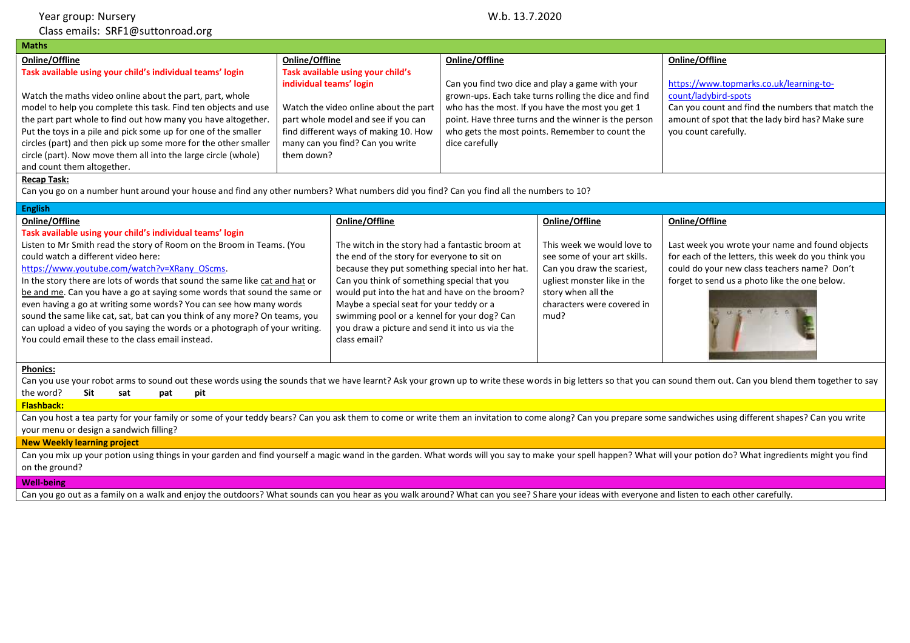Year group: Nursery

W.b. 13.7.2020

Class emails: SRF1@suttonroad.org

## Maths

| Online/Offline | Online/Offline | Online/Offline | Online/Offline |
|---|---|---|---|
| **Task available using your child's individual teams' login** Watch the maths video online about the part, part, whole model to help you complete this task. Find ten objects and use the part part whole to find out how many you have altogether. Put the toys in a pile and pick some up for one of the smaller circles (part) and then pick up some more for the other smaller circle (part). Now move them all into the large circle (whole) and count them altogether. | **Task available using your child's individual teams' login** Watch the video online about the part part whole model and see if you can find different ways of making 10. How many can you find? Can you write them down? | Can you find two dice and play a game with your grown-ups. Each take turns rolling the dice and find who has the most. If you have the most you get 1 point. Have three turns and the winner is the person who gets the most points. Remember to count the dice carefully | https://www.topmarks.co.uk/learning-to-count/ladybird-spots Can you count and find the numbers that match the amount of spot that the lady bird has? Make sure you count carefully. |

**Recap Task:**

Can you go on a number hunt around your house and find any other numbers? What numbers did you find? Can you find all the numbers to 10?

## English

| Online/Offline | Online/Offline | Online/Offline | Online/Offline |
|---|---|---|---|
| **Task available using your child's individual teams' login** Listen to Mr Smith read the story of Room on the Broom in Teams. (You could watch a different video here: https://www.youtube.com/watch?v=XRany_OScms. In the story there are lots of words that sound the same like cat and hat or be and me. Can you have a go at saying some words that sound the same or even having a go at writing some words? You can see how many words sound the same like cat, sat, bat can you think of any more? On teams, you can upload a video of you saying the words or a photograph of your writing. You could email these to the class email instead. | The witch in the story had a fantastic broom at the end of the story for everyone to sit on because they put something special into her hat. Can you think of something special that you would put into the hat and have on the broom? Maybe a special seat for your teddy or a swimming pool or a kennel for your dog? Can you draw a picture and send it into us via the class email? | This week we would love to see some of your art skills. Can you draw the scariest, ugliest monster like in the story when all the characters were covered in mud? | Last week you wrote your name and found objects for each of the letters, this week do you think you could do your new class teachers name? Don't forget to send us a photo like the one below. |

**Phonics:**

Can you use your robot arms to sound out these words using the sounds that we have learnt? Ask your grown up to write these words in big letters so that you can sound them out. Can you blend them together to say the word? **Sit sat pat pit**

**Flashback:**

Can you host a tea party for your family or some of your teddy bears? Can you ask them to come or write them an invitation to come along? Can you prepare some sandwiches using different shapes? Can you write your menu or design a sandwich filling?

**New Weekly learning project**

Can you mix up your potion using things in your garden and find yourself a magic wand in the garden. What words will you say to make your spell happen? What will your potion do? What ingredients might you find on the ground?

**Well-being**

Can you go out as a family on a walk and enjoy the outdoors? What sounds can you hear as you walk around? What can you see? Share your ideas with everyone and listen to each other carefully.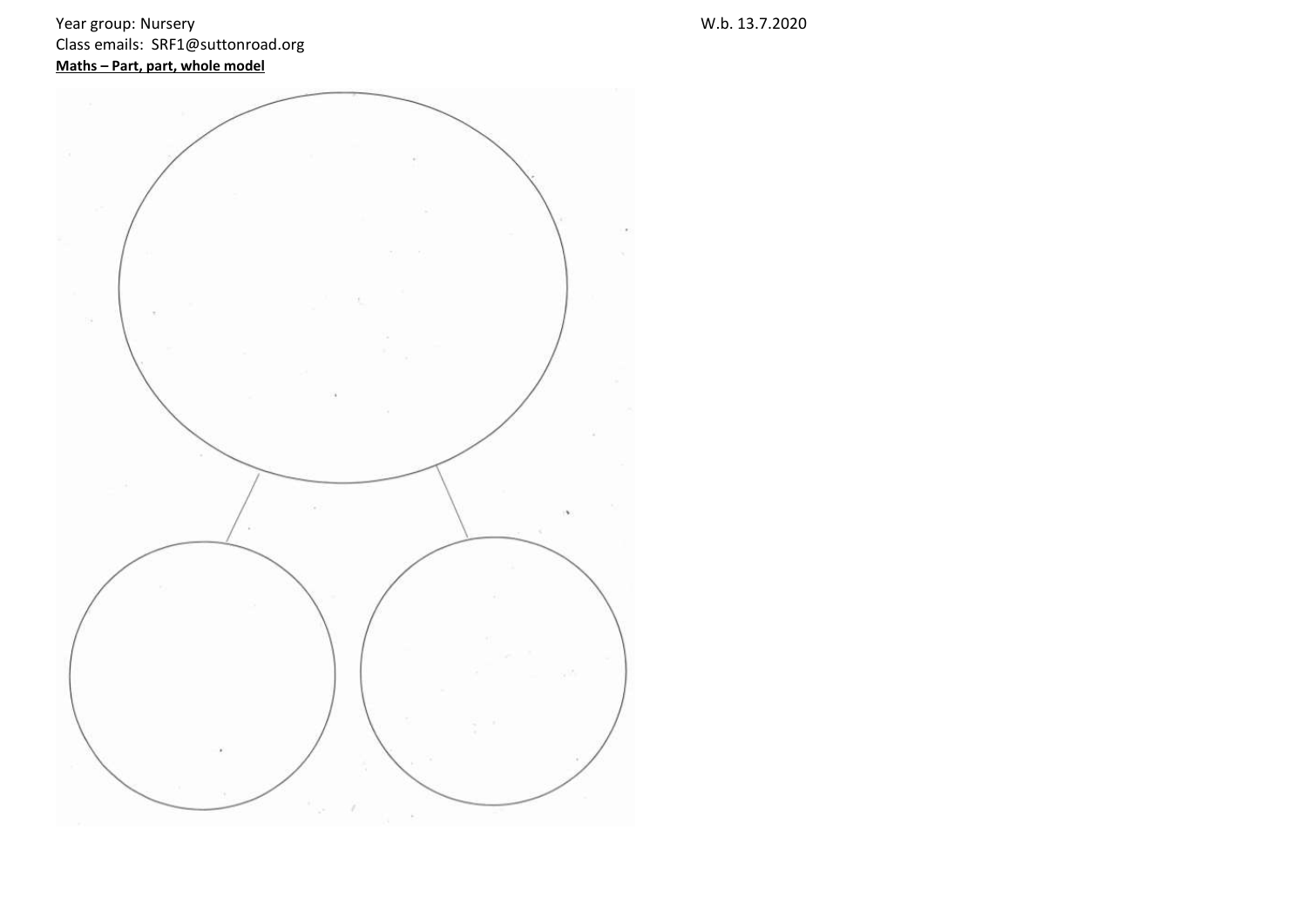Year group: Nursery

Class emails: SRF1@suttonroad.org

W.b. 13.7.2020

**Maths – Part, part, whole model**